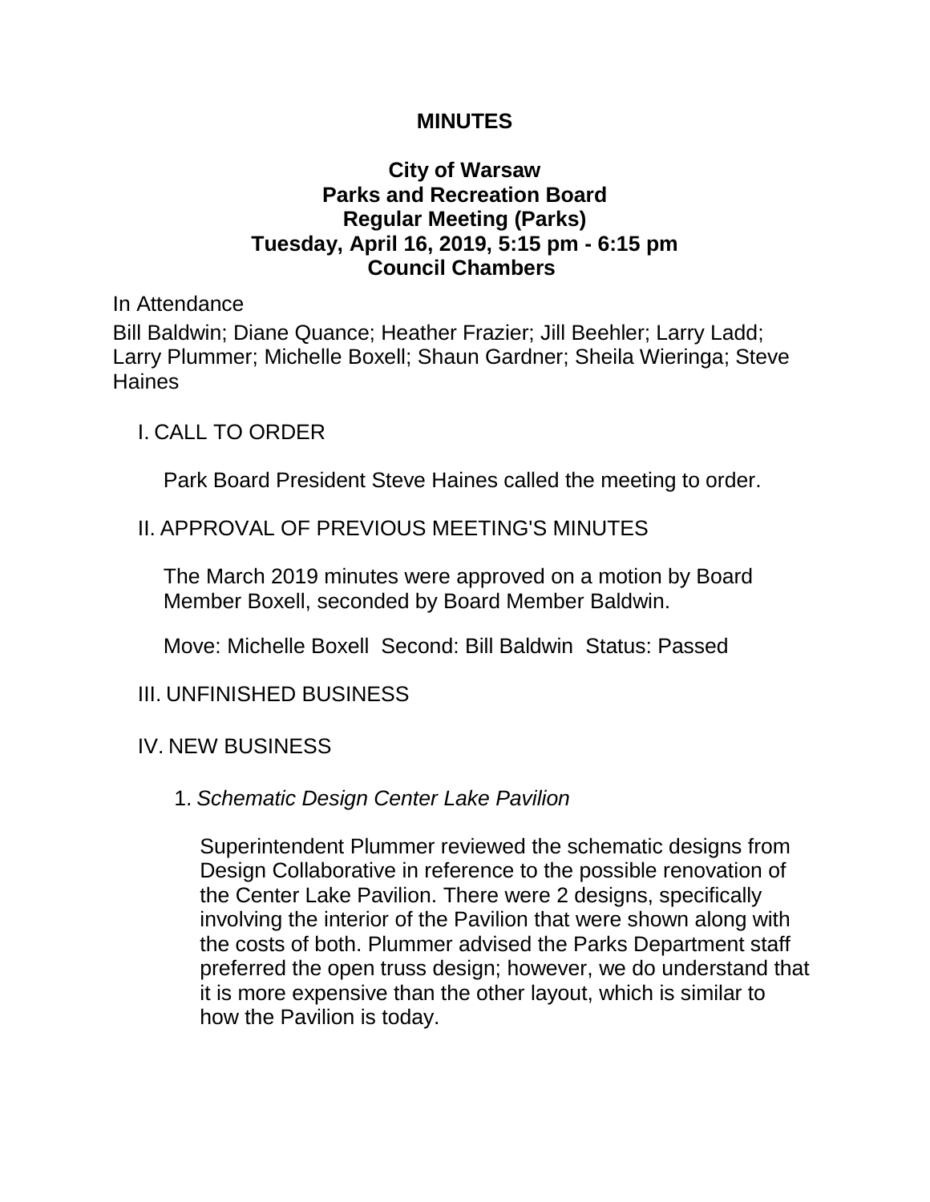# MINUTES

## City of Warsaw
## Parks and Recreation Board
## Regular Meeting (Parks)
## Tuesday, April 16, 2019, 5:15 pm - 6:15 pm
## Council Chambers

In Attendance

Bill Baldwin; Diane Quance; Heather Frazier; Jill Beehler; Larry Ladd; Larry Plummer; Michelle Boxell; Shaun Gardner; Sheila Wieringa; Steve Haines

I. CALL TO ORDER

Park Board President Steve Haines called the meeting to order.

II. APPROVAL OF PREVIOUS MEETING'S MINUTES

The March 2019 minutes were approved on a motion by Board Member Boxell, seconded by Board Member Baldwin.

Move: Michelle Boxell  Second: Bill Baldwin  Status: Passed

III. UNFINISHED BUSINESS

IV. NEW BUSINESS

1. *Schematic Design Center Lake Pavilion*

Superintendent Plummer reviewed the schematic designs from Design Collaborative in reference to the possible renovation of the Center Lake Pavilion. There were 2 designs, specifically involving the interior of the Pavilion that were shown along with the costs of both. Plummer advised the Parks Department staff preferred the open truss design; however, we do understand that it is more expensive than the other layout, which is similar to how the Pavilion is today.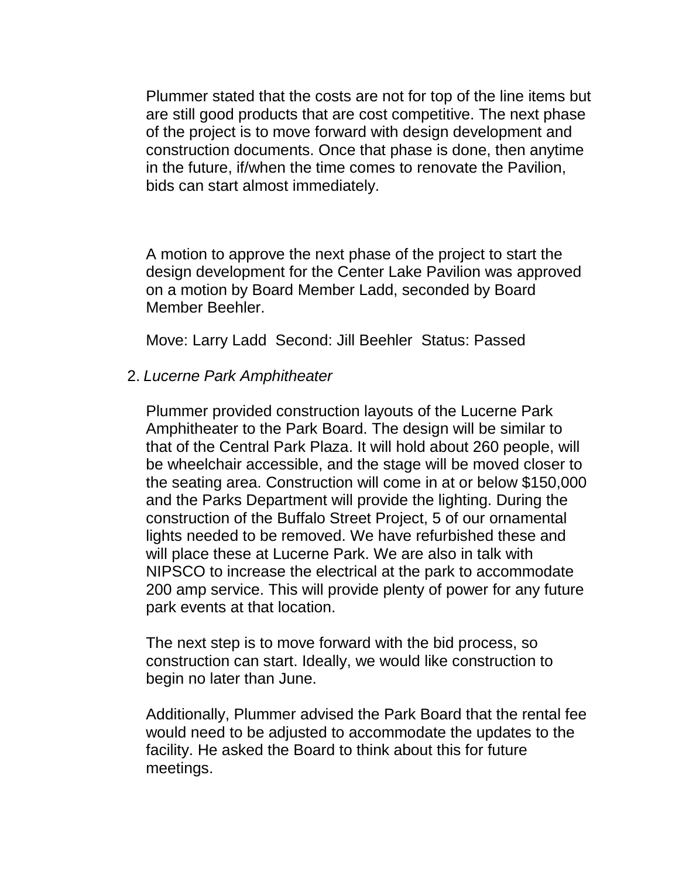Plummer stated that the costs are not for top of the line items but are still good products that are cost competitive. The next phase of the project is to move forward with design development and construction documents. Once that phase is done, then anytime in the future, if/when the time comes to renovate the Pavilion, bids can start almost immediately.

A motion to approve the next phase of the project to start the design development for the Center Lake Pavilion was approved on a motion by Board Member Ladd, seconded by Board Member Beehler.

Move: Larry Ladd  Second: Jill Beehler  Status: Passed

2. *Lucerne Park Amphitheater*

Plummer provided construction layouts of the Lucerne Park Amphitheater to the Park Board. The design will be similar to that of the Central Park Plaza. It will hold about 260 people, will be wheelchair accessible, and the stage will be moved closer to the seating area. Construction will come in at or below $150,000 and the Parks Department will provide the lighting. During the construction of the Buffalo Street Project, 5 of our ornamental lights needed to be removed. We have refurbished these and will place these at Lucerne Park. We are also in talk with NIPSCO to increase the electrical at the park to accommodate 200 amp service. This will provide plenty of power for any future park events at that location.

The next step is to move forward with the bid process, so construction can start. Ideally, we would like construction to begin no later than June.

Additionally, Plummer advised the Park Board that the rental fee would need to be adjusted to accommodate the updates to the facility. He asked the Board to think about this for future meetings.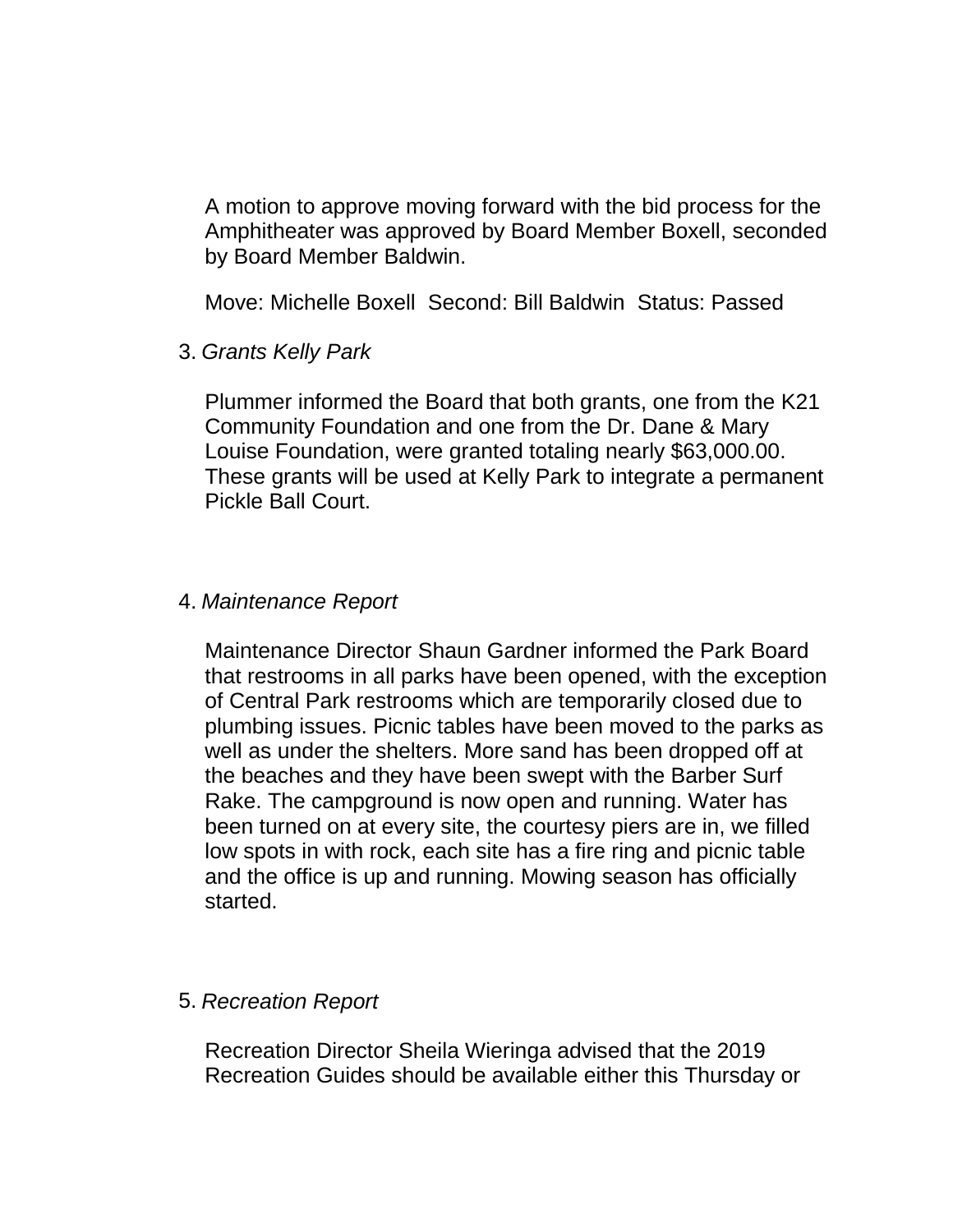A motion to approve moving forward with the bid process for the Amphitheater was approved by Board Member Boxell, seconded by Board Member Baldwin.

Move: Michelle Boxell  Second: Bill Baldwin  Status: Passed

3. *Grants Kelly Park*

   Plummer informed the Board that both grants, one from the K21 Community Foundation and one from the Dr. Dane & Mary Louise Foundation, were granted totaling nearly $63,000.00. These grants will be used at Kelly Park to integrate a permanent Pickle Ball Court.

4. *Maintenance Report*

   Maintenance Director Shaun Gardner informed the Park Board that restrooms in all parks have been opened, with the exception of Central Park restrooms which are temporarily closed due to plumbing issues. Picnic tables have been moved to the parks as well as under the shelters. More sand has been dropped off at the beaches and they have been swept with the Barber Surf Rake. The campground is now open and running. Water has been turned on at every site, the courtesy piers are in, we filled low spots in with rock, each site has a fire ring and picnic table and the office is up and running. Mowing season has officially started.

5. *Recreation Report*

   Recreation Director Sheila Wieringa advised that the 2019 Recreation Guides should be available either this Thursday or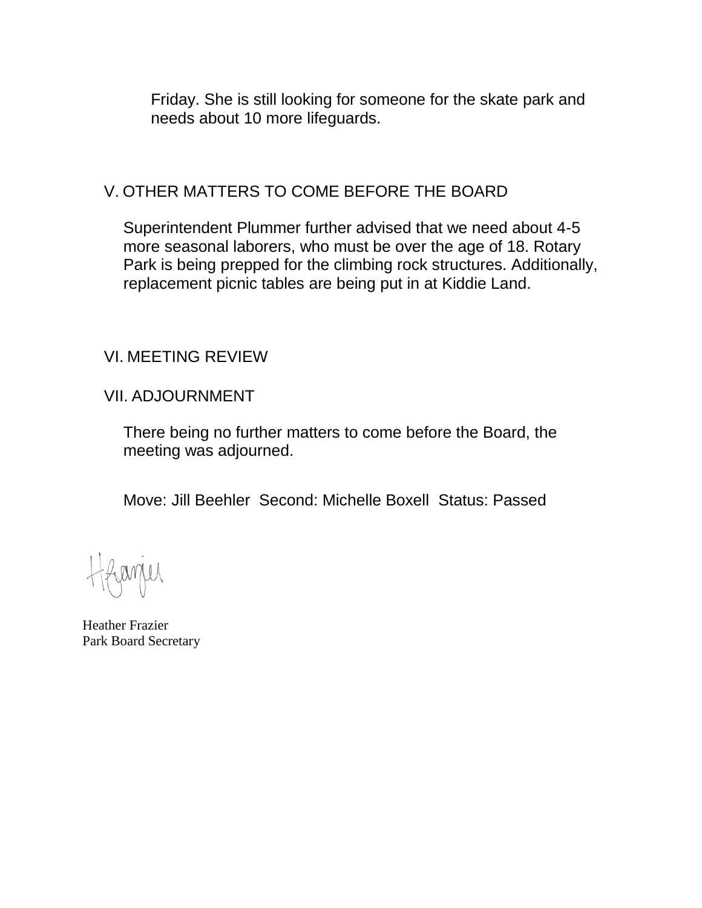Friday. She is still looking for someone for the skate park and needs about 10 more lifeguards.

## V. OTHER MATTERS TO COME BEFORE THE BOARD

Superintendent Plummer further advised that we need about 4-5 more seasonal laborers, who must be over the age of 18. Rotary Park is being prepped for the climbing rock structures. Additionally, replacement picnic tables are being put in at Kiddie Land.

## VI. MEETING REVIEW

## VII. ADJOURNMENT

There being no further matters to come before the Board, the meeting was adjourned.

Move: Jill Beehler Second: Michelle Boxell Status: Passed

Heather Frazier
Park Board Secretary